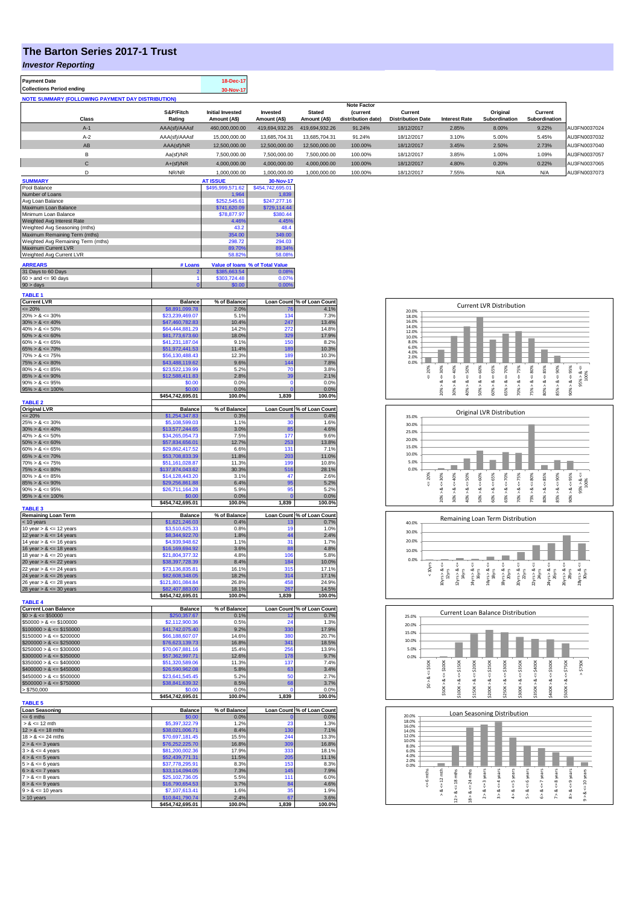# The Barton Series 2017-1 Trust

*Investor Reporting*

| | |
|---|---|
| **Payment Date** | 18-Dec-17 |
| **Collections Period ending** | 30-Nov-17 |

**NOTE SUMMARY (FOLLOWING PAYMENT DAY DISTRIBUTION)**

| Class | S&P/Fitch Rating | Initial Invested Amount (A$) | Invested Amount (A$) | Stated Amount (A$) | Note Factor (current distribution date) | Current Distribution Date | Interest Rate | Original Subordination | Current Subordination | |
|---|---|---|---|---|---|---|---|---|---|---|
| A-1 | AAA(sf)/AAAsf | 460,000,000.00 | 419,694,932.26 | 419,694,932.26 | 91.24% | 18/12/2017 | 2.85% | 8.00% | 9.22% | AU3FN0037024 |
| A-2 | AAA(sf)/AAAsf | 15,000,000.00 | 13,685,704.31 | 13,685,704.31 | 91.24% | 18/12/2017 | 3.10% | 5.00% | 5.45% | AU3FN0037032 |
| AB | AAA(sf)/NR | 12,500,000.00 | 12,500,000.00 | 12,500,000.00 | 100.00% | 18/12/2017 | 3.45% | 2.50% | 2.73% | AU3FN0037040 |
| B | Aa(sf)/NR | 7,500,000.00 | 7,500,000.00 | 7,500,000.00 | 100.00% | 18/12/2017 | 3.85% | 1.00% | 1.09% | AU3FN0037057 |
| C | A+(sf)/NR | 4,000,000.00 | 4,000,000.00 | 4,000,000.00 | 100.00% | 18/12/2017 | 4.80% | 0.20% | 0.22% | AU3FN0037065 |
| D | NR/NR | 1,000,000.00 | 1,000,000.00 | 1,000,000.00 | 100.00% | 18/12/2017 | 7.55% | N/A | N/A | AU3FN0037073 |

| SUMMARY | AT ISSUE | 30-Nov-17 |
|---|---|---|
| Pool Balance | $495,999,571.62 | $454,742,695.01 |
| Number of Loans | 1,964 | 1,839 |
| Avg Loan Balance | $252,545.61 | $247,277.16 |
| Maximum Loan Balance | $741,620.09 | $729,114.44 |
| Minimum Loan Balance | $78,877.97 | $380.44 |
| Weighted Avg Interest Rate | 4.46% | 4.45% |
| Weighted Avg Seasoning (mths) | 43.2 | 48.4 |
| Maximum Remaining Term (mths) | 354.00 | 349.00 |
| Weighted Avg Remaining Term (mths) | 298.72 | 294.03 |
| Maximum Current LVR | 89.70% | 89.34% |
| Weighted Avg Current LVR | 58.82% | 58.08% |

| ARREARS | # Loans | Value of loans | % of Total Value |
|---|---|---|---|
| 31 Days to 60 Days | 2 | $385,663.54 | 0.08% |
| 60 > and <= 90 days | 1 | $303,724.48 | 0.07% |
| 90 > days | 0 | $0.00 | 0.00% |

**TABLE 1**

| Current LVR | Balance | % of Balance | Loan Count | % of Loan Count |
|---|---|---|---|---|
| <= 20% | $8,891,099.78 | 2.0% | 76 | 4.1% |
| 20% > & <= 30% | $23,239,469.07 | 5.1% | 134 | 7.3% |
| 30% > & <= 40% | $47,460,782.83 | 10.4% | 247 | 13.4% |
| 40% > & <= 50% | $64,444,881.29 | 14.2% | 272 | 14.8% |
| 50% > & <= 60% | $81,773,673.60 | 18.0% | 329 | 17.9% |
| 60% > & <= 65% | $41,231,187.04 | 9.1% | 150 | 8.2% |
| 65% > & <= 70% | $51,972,441.53 | 11.4% | 189 | 10.3% |
| 70% > & <= 75% | $56,130,488.43 | 12.3% | 189 | 10.3% |
| 75% > & <= 80% | $43,488,119.62 | 9.6% | 144 | 7.8% |
| 80% > & <= 85% | $23,522,139.99 | 5.2% | 70 | 3.8% |
| 85% > & <= 90% | $12,588,411.83 | 2.8% | 39 | 2.1% |
| 90% > & <= 95% | $0.00 | 0.0% | 0 | 0.0% |
| 95% > & <= 100% | $0.00 | 0.0% | 0 | 0.0% |
| | $454,742,695.01 | 100.0% | 1,839 | 100.0% |

**TABLE 2**

| Original LVR | Balance | % of Balance | Loan Count | % of Loan Count |
|---|---|---|---|---|
| <= 20% | $1,254,347.83 | 0.3% | 8 | 0.4% |
| 25% > & <= 30% | $5,108,599.03 | 1.1% | 30 | 1.6% |
| 30% > & <= 40% | $13,577,244.65 | 3.0% | 85 | 4.6% |
| 40% > & <= 50% | $34,265,054.73 | 7.5% | 177 | 9.6% |
| 50% > & <= 60% | $57,834,656.01 | 12.7% | 253 | 13.8% |
| 60% > & <= 65% | $29,862,417.52 | 6.6% | 131 | 7.1% |
| 65% > & <= 70% | $53,708,833.39 | 11.8% | 203 | 11.0% |
| 70% > & <= 75% | $51,161,028.87 | 11.3% | 199 | 10.8% |
| 75% > & <= 80% | $137,874,043.62 | 30.3% | 516 | 28.1% |
| 80% > & <= 85% | $14,128,443.20 | 3.1% | 47 | 2.6% |
| 85% > & <= 90% | $29,256,861.88 | 6.4% | 95 | 5.2% |
| 90% > & <= 95% | $26,711,164.28 | 5.9% | 95 | 5.2% |
| 95% > & <= 100% | $0.00 | 0.0% | 0 | 0.0% |
| | $454,742,695.01 | 100.0% | 1,839 | 100.0% |

**TABLE 3**

| Remaining Loan Term | Balance | % of Balance | Loan Count | % of Loan Count |
|---|---|---|---|---|
| < 10 years | $1,621,246.03 | 0.4% | 13 | 0.7% |
| 10 year > & <= 12 years | $3,510,625.33 | 0.8% | 19 | 1.0% |
| 12 year > & <= 14 years | $8,344,922.70 | 1.8% | 44 | 2.4% |
| 14 year > & <= 16 years | $4,939,948.62 | 1.1% | 31 | 1.7% |
| 16 year > & <= 18 years | $16,169,694.92 | 3.6% | 88 | 4.8% |
| 18 year > & <= 20 years | $21,804,377.32 | 4.8% | 106 | 5.8% |
| 20 year > & <= 22 years | $38,397,728.39 | 8.4% | 184 | 10.0% |
| 22 year > & <= 24 years | $73,136,835.81 | 16.1% | 315 | 17.1% |
| 24 year > & <= 26 years | $82,608,348.05 | 18.2% | 314 | 17.1% |
| 26 year > & <= 28 years | $121,801,084.84 | 26.8% | 458 | 24.9% |
| 28 year > & <= 30 years | $82,407,883.00 | 18.1% | 267 | 14.5% |
| | $454,742,695.01 | 100.0% | 1,839 | 100.0% |

**TABLE 4**

| Current Loan Balance | Balance | % of Balance | Loan Count | % of Loan Count |
|---|---|---|---|---|
| $0 > & <= $50000 | $250,357.67 | 0.1% | 12 | 0.7% |
| $50000 > & <= $100000 | $2,112,900.36 | 0.5% | 24 | 1.3% |
| $100000 > & <= $150000 | $41,742,075.40 | 9.2% | 330 | 17.9% |
| $150000 > & <= $200000 | $66,188,607.07 | 14.6% | 380 | 20.7% |
| $200000 > & <= $250000 | $76,623,139.73 | 16.8% | 341 | 18.5% |
| $250000 > & <= $300000 | $70,067,881.16 | 15.4% | 256 | 13.9% |
| $300000 > & <= $350000 | $57,362,997.71 | 12.6% | 178 | 9.7% |
| $350000 > & <= $400000 | $51,320,589.06 | 11.3% | 137 | 7.4% |
| $400000 > & <= $450000 | $26,590,962.08 | 5.8% | 63 | 3.4% |
| $450000 > & <= $500000 | $23,641,545.45 | 5.2% | 50 | 2.7% |
| $500000 > & <= $750000 | $38,841,639.32 | 8.5% | 68 | 3.7% |
| > $750,000 | $0.00 | 0.0% | 0 | 0.0% |
| | $454,742,695.01 | 100.0% | 1,839 | 100.0% |

**TABLE 5**

| Loan Seasoning | Balance | % of Balance | Loan Count | % of Loan Count |
|---|---|---|---|---|
| <= 6 mths | $0.00 | 0.0% | 0 | 0.0% |
| > & <= 12 mth | $5,397,322.79 | 1.2% | 23 | 1.3% |
| 12 > & <= 18 mths | $38,021,006.71 | 8.4% | 130 | 7.1% |
| 18 > & <= 24 mths | $70,697,181.45 | 15.5% | 244 | 13.3% |
| 2 > & <= 3 years | $76,252,225.70 | 16.8% | 309 | 16.8% |
| 3 > & <= 4 years | $81,200,002.36 | 17.9% | 333 | 18.1% |
| 4 > & <= 5 years | $52,439,771.31 | 11.5% | 205 | 11.1% |
| 5 > & <= 6 years | $37,778,295.91 | 8.3% | 153 | 8.3% |
| 6 > & <= 7 years | $33,114,094.05 | 7.3% | 145 | 7.9% |
| 7 > & <= 8 years | $25,102,736.05 | 5.5% | 111 | 6.0% |
| 8 > & <= 9 years | $16,790,654.53 | 3.7% | 84 | 4.6% |
| 9 > & <= 10 years | $7,107,613.41 | 1.6% | 35 | 1.9% |
| > 10 years | $10,841,790.74 | 2.4% | 67 | 3.6% |
| | $454,742,695.01 | 100.0% | 1,839 | 100.0% |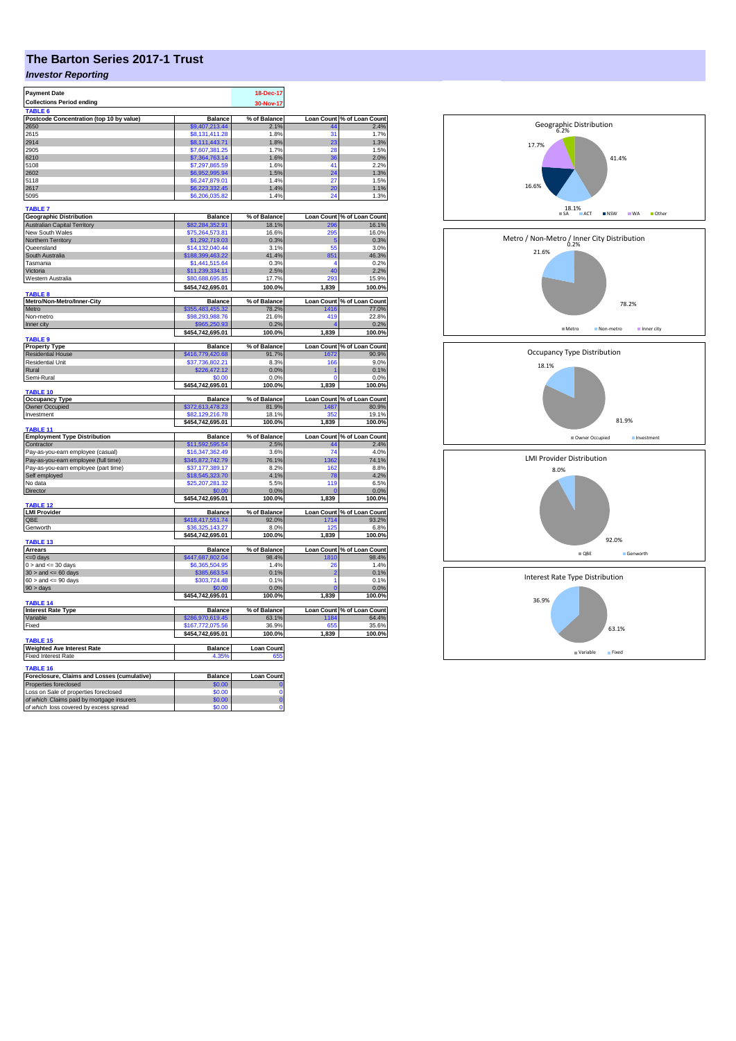# The Barton Series 2017-1 Trust

## *Investor Reporting*

| Payment Date | 18-Dec-17 |
|---|---|
| Collections Period ending | 30-Nov-17 |

**TABLE 6**

| Postcode Concentration (top 10 by value) | Balance | % of Balance | Loan Count | % of Loan Count |
|---|---|---|---|---|
| 2650 | $9,407,213.44 | 2.1% | 44 | 2.4% |
| 2615 | $8,131,411.28 | 1.8% | 31 | 1.7% |
| 2914 | $8,111,443.71 | 1.8% | 23 | 1.3% |
| 2905 | $7,607,381.25 | 1.7% | 28 | 1.5% |
| 6210 | $7,364,763.14 | 1.6% | 36 | 2.0% |
| 5108 | $7,297,865.59 | 1.6% | 41 | 2.2% |
| 2602 | $6,952,995.94 | 1.5% | 24 | 1.3% |
| 5118 | $6,247,879.01 | 1.4% | 27 | 1.5% |
| 2617 | $6,223,332.45 | 1.4% | 20 | 1.1% |
| 5095 | $6,206,035.82 | 1.4% | 24 | 1.3% |

**TABLE 7**

| Geographic Distribution | Balance | % of Balance | Loan Count | % of Loan Count |
|---|---|---|---|---|
| Australian Capital Territory | $82,284,352.91 | 18.1% | 296 | 16.1% |
| New South Wales | $75,264,573.81 | 16.6% | 295 | 16.0% |
| Northern Territory | $1,292,719.03 | 0.3% | 5 | 0.3% |
| Queensland | $14,132,040.44 | 3.1% | 55 | 3.0% |
| South Australia | $188,399,463.22 | 41.4% | 851 | 46.3% |
| Tasmania | $1,441,515.64 | 0.3% | 4 | 0.2% |
| Victoria | $11,239,334.11 | 2.5% | 40 | 2.2% |
| Western Australia | $80,688,695.85 | 17.7% | 293 | 15.9% |
| | $454,742,695.01 | 100.0% | 1,839 | 100.0% |

**TABLE 8**

| Metro/Non-Metro/Inner-City | Balance | % of Balance | Loan Count | % of Loan Count |
|---|---|---|---|---|
| Metro | $355,483,455.32 | 78.2% | 1416 | 77.0% |
| Non-metro | $98,293,988.76 | 21.6% | 419 | 22.8% |
| Inner city | $965,250.93 | 0.2% | 4 | 0.2% |
| | $454,742,695.01 | 100.0% | 1,839 | 100.0% |

**TABLE 9**

| Property Type | Balance | % of Balance | Loan Count | % of Loan Count |
|---|---|---|---|---|
| Residential House | $416,779,420.68 | 91.7% | 1672 | 90.9% |
| Residential Unit | $37,736,802.21 | 8.3% | 166 | 9.0% |
| Rural | $226,472.12 | 0.0% | 1 | 0.1% |
| Semi-Rural | $0.00 | 0.0% | 0 | 0.0% |
| | $454,742,695.01 | 100.0% | 1,839 | 100.0% |

**TABLE 10**

| Occupancy Type | Balance | % of Balance | Loan Count | % of Loan Count |
|---|---|---|---|---|
| Owner Occupied | $372,613,478.23 | 81.9% | 1487 | 80.9% |
| Investment | $82,129,216.78 | 18.1% | 352 | 19.1% |
| | $454,742,695.01 | 100.0% | 1,839 | 100.0% |

**TABLE 11**

| Employment Type Distribution | Balance | % of Balance | Loan Count | % of Loan Count |
|---|---|---|---|---|
| Contractor | $11,592,595.54 | 2.5% | 44 | 2.4% |
| Pay-as-you-earn employee (casual) | $16,347,362.49 | 3.6% | 74 | 4.0% |
| Pay-as-you-earn employee (full time) | $345,872,742.79 | 76.1% | 1362 | 74.1% |
| Pay-as-you-earn employee (part time) | $37,177,389.17 | 8.2% | 162 | 8.8% |
| Self employed | $18,545,323.70 | 4.1% | 78 | 4.2% |
| No data | $25,207,281.32 | 5.5% | 119 | 6.5% |
| Director | $0.00 | 0.0% | 0 | 0.0% |
| | $454,742,695.01 | 100.0% | 1,839 | 100.0% |

**TABLE 12**

| LMI Provider | Balance | % of Balance | Loan Count | % of Loan Count |
|---|---|---|---|---|
| QBE | $418,417,551.74 | 92.0% | 1714 | 93.2% |
| Genworth | $36,325,143.27 | 8.0% | 125 | 6.8% |
| | $454,742,695.01 | 100.0% | 1,839 | 100.0% |

**TABLE 13**

| Arrears | Balance | % of Balance | Loan Count | % of Loan Count |
|---|---|---|---|---|
| <=0 days | $447,687,802.04 | 98.4% | 1810 | 98.4% |
| 0 > and <= 30 days | $6,365,504.95 | 1.4% | 26 | 1.4% |
| 30 > and <= 60 days | $385,663.54 | 0.1% | 2 | 0.1% |
| 60 > and <= 90 days | $303,724.48 | 0.1% | 1 | 0.1% |
| 90 > days | $0.00 | 0.0% | 0 | 0.0% |
| | $454,742,695.01 | 100.0% | 1,839 | 100.0% |

**TABLE 14**

| Interest Rate Type | Balance | % of Balance | Loan Count | % of Loan Count |
|---|---|---|---|---|
| Variable | $286,970,619.45 | 63.1% | 1184 | 64.4% |
| Fixed | $167,772,075.56 | 36.9% | 655 | 35.6% |
| | $454,742,695.01 | 100.0% | 1,839 | 100.0% |

**TABLE 15**

| Weighted Ave Interest Rate | Balance | Loan Count |
|---|---|---|
| Fixed Interest Rate | 4.35% | 655 |

**TABLE 16**

| Foreclosure, Claims and Losses (cumulative) | Balance | Loan Count |
|---|---|---|
| Properties foreclosed | $0.00 | 0 |
| Loss on Sale of properties foreclosed | $0.00 | 0 |
| *of which* Claims paid by mortgage insurers | $0.00 | 0 |
| *of which* loss covered by excess spread | $0.00 | 0 |

Geographic Distribution

Metro / Non-Metro / Inner City Distribution

Occupancy Type Distribution

LMI Provider Distribution

Interest Rate Type Distribution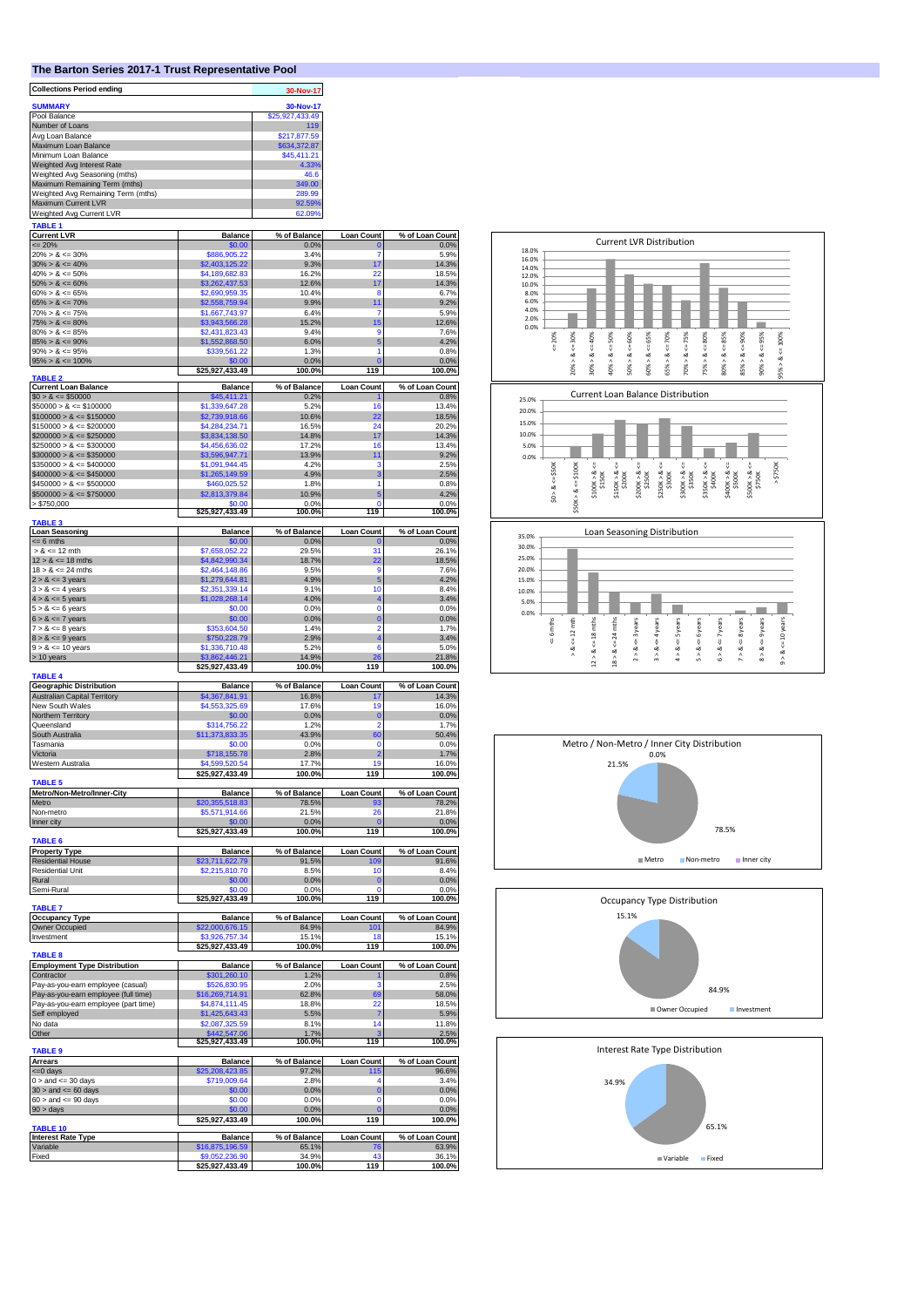# The Barton Series 2017-1 Trust Representative Pool

| Collections Period ending | 30-Nov-17 |
|---|---|

| SUMMARY | 30-Nov-17 |
|---|---|
| Pool Balance | $25,927,433.49 |
| Number of Loans | 119 |
| Avg Loan Balance | $217,877.59 |
| Maximum Loan Balance | $634,372.87 |
| Minimum Loan Balance | $45,411.21 |
| Weighted Avg Interest Rate | 4.33% |
| Weighted Avg Seasoning (mths) | 46.6 |
| Maximum Remaining Term (mths) | 349.00 |
| Weighted Avg Remaining Term (mths) | 289.99 |
| Maximum Current LVR | 92.59% |
| Weighted Avg Current LVR | 62.09% |

TABLE 1

| Current LVR | Balance | % of Balance | Loan Count | % of Loan Count |
|---|---|---|---|---|
| <= 20% | $0.00 | 0.0% | 0 | 0.0% |
| 20% > & <= 30% | $886,905.22 | 3.4% | 7 | 5.9% |
| 30% > & <= 40% | $2,403,125.22 | 9.3% | 17 | 14.3% |
| 40% > & <= 50% | $4,189,682.83 | 16.2% | 22 | 18.5% |
| 50% > & <= 60% | $3,262,437.53 | 12.6% | 17 | 14.3% |
| 60% > & <= 65% | $2,690,959.35 | 10.4% | 8 | 6.7% |
| 65% > & <= 70% | $2,558,759.94 | 9.9% | 11 | 9.2% |
| 70% > & <= 75% | $1,667,743.97 | 6.4% | 7 | 5.9% |
| 75% > & <= 80% | $3,943,566.28 | 15.2% | 15 | 12.6% |
| 80% > & <= 85% | $2,431,823.43 | 9.4% | 9 | 7.6% |
| 85% > & <= 90% | $1,552,868.50 | 6.0% | 5 | 4.2% |
| 90% > & <= 95% | $339,561.22 | 1.3% | 1 | 0.8% |
| 95% > & <= 100% | $0.00 | 0.0% | 0 | 0.0% |
| | $25,927,433.49 | 100.0% | 119 | 100.0% |

Current LVR Distribution

TABLE 2

| Current Loan Balance | Balance | % of Balance | Loan Count | % of Loan Count |
|---|---|---|---|---|
| $0 > & <= $50000 | $45,411.21 | 0.2% | 1 | 0.8% |
| $50000 > & <= $100000 | $1,339,647.28 | 5.2% | 16 | 13.4% |
| $100000 > & <= $150000 | $2,739,918.66 | 10.6% | 22 | 18.5% |
| $150000 > & <= $200000 | $4,284,234.71 | 16.5% | 24 | 20.2% |
| $200000 > & <= $250000 | $3,834,138.50 | 14.8% | 17 | 14.3% |
| $250000 > & <= $300000 | $4,456,636.02 | 17.2% | 16 | 13.4% |
| $300000 > & <= $350000 | $3,596,947.71 | 13.9% | 11 | 9.2% |
| $350000 > & <= $400000 | $1,091,944.45 | 4.2% | 3 | 2.5% |
| $400000 > & <= $450000 | $1,265,149.59 | 4.9% | 3 | 2.5% |
| $450000 > & <= $500000 | $460,025.52 | 1.8% | 1 | 0.8% |
| $500000 > & <= $750000 | $2,813,379.84 | 10.9% | 5 | 4.2% |
| > $750,000 | $0.00 | 0.0% | 0 | 0.0% |
| | $25,927,433.49 | 100.0% | 119 | 100.0% |

Current Loan Balance Distribution

TABLE 3

| Loan Seasoning | Balance | % of Balance | Loan Count | % of Loan Count |
|---|---|---|---|---|
| <= 6 mths | $0.00 | 0.0% | 0 | 0.0% |
| > & <= 12 mth | $7,658,052.22 | 29.5% | 31 | 26.1% |
| 12 > & <= 18 mths | $4,842,990.34 | 18.7% | 22 | 18.5% |
| 18 > & <= 24 mths | $2,464,148.86 | 9.5% | 9 | 7.6% |
| 2 > & <= 3 years | $1,279,644.81 | 4.9% | 5 | 4.2% |
| 3 > & <= 4 years | $2,351,339.14 | 9.1% | 10 | 8.4% |
| 4 > & <= 5 years | $1,028,268.14 | 4.0% | 4 | 3.4% |
| 5 > & <= 6 years | $0.00 | 0.0% | 0 | 0.0% |
| 6 > & <= 7 years | $0.00 | 0.0% | 0 | 0.0% |
| 7 > & <= 8 years | $353,604.50 | 1.4% | 2 | 1.7% |
| 8 > & <= 9 years | $750,228.79 | 2.9% | 4 | 3.4% |
| 9 > & <= 10 years | $1,336,710.48 | 5.2% | 6 | 5.0% |
| > 10 years | $3,862,446.21 | 14.9% | 26 | 21.8% |
| | $25,927,433.49 | 100.0% | 119 | 100.0% |

Loan Seasoning Distribution

TABLE 4

| Geographic Distribution | Balance | % of Balance | Loan Count | % of Loan Count |
|---|---|---|---|---|
| Australian Capital Territory | $4,367,841.91 | 16.8% | 17 | 14.3% |
| New South Wales | $4,553,325.69 | 17.6% | 19 | 16.0% |
| Northern Territory | $0.00 | 0.0% | 0 | 0.0% |
| Queensland | $314,756.22 | 1.2% | 2 | 1.7% |
| South Australia | $11,373,833.35 | 43.9% | 60 | 50.4% |
| Tasmania | $0.00 | 0.0% | 0 | 0.0% |
| Victoria | $718,155.78 | 2.8% | 2 | 1.7% |
| Western Australia | $4,599,520.54 | 17.7% | 19 | 16.0% |
| | $25,927,433.49 | 100.0% | 119 | 100.0% |

TABLE 5

| Metro/Non-Metro/Inner-City | Balance | % of Balance | Loan Count | % of Loan Count |
|---|---|---|---|---|
| Metro | $20,355,518.83 | 78.5% | 93 | 78.2% |
| Non-metro | $5,571,914.66 | 21.5% | 26 | 21.8% |
| Inner city | $0.00 | 0.0% | 0 | 0.0% |
| | $25,927,433.49 | 100.0% | 119 | 100.0% |

Metro / Non-Metro / Inner City Distribution

0.0%

21.5%

78.5%

Metro Non-metro Inner city

TABLE 6

| Property Type | Balance | % of Balance | Loan Count | % of Loan Count |
|---|---|---|---|---|
| Residential House | $23,711,622.79 | 91.5% | 109 | 91.6% |
| Residential Unit | $2,215,810.70 | 8.5% | 10 | 8.4% |
| Rural | $0.00 | 0.0% | 0 | 0.0% |
| Semi-Rural | $0.00 | 0.0% | 0 | 0.0% |
| | $25,927,433.49 | 100.0% | 119 | 100.0% |

TABLE 7

| Occupancy Type | Balance | % of Balance | Loan Count | % of Loan Count |
|---|---|---|---|---|
| Owner Occupied | $22,000,676.15 | 84.9% | 101 | 84.9% |
| Investment | $3,926,757.34 | 15.1% | 18 | 15.1% |
| | $25,927,433.49 | 100.0% | 119 | 100.0% |

Occupancy Type Distribution

15.1%

84.9%

Owner Occupied Investment

TABLE 8

| Employment Type Distribution | Balance | % of Balance | Loan Count | % of Loan Count |
|---|---|---|---|---|
| Contractor | $301,260.10 | 1.2% | 1 | 0.8% |
| Pay-as-you-earn employee (casual) | $526,830.95 | 2.0% | 3 | 2.5% |
| Pay-as-you-earn employee (full time) | $16,269,714.91 | 62.8% | 69 | 58.0% |
| Pay-as-you-earn employee (part time) | $4,874,111.45 | 18.8% | 22 | 18.5% |
| Self employed | $1,425,643.43 | 5.5% | 7 | 5.9% |
| No data | $2,087,325.59 | 8.1% | 14 | 11.8% |
| Other | $442,547.06 | 1.7% | 3 | 2.5% |
| | $25,927,433.49 | 100.0% | 119 | 100.0% |

TABLE 9

| Arrears | Balance | % of Balance | Loan Count | % of Loan Count |
|---|---|---|---|---|
| <=0 days | $25,208,423.85 | 97.2% | 115 | 96.6% |
| 0 > and <= 30 days | $719,009.64 | 2.8% | 4 | 3.4% |
| 30 > and <= 60 days | $0.00 | 0.0% | 0 | 0.0% |
| 60 > and <= 90 days | $0.00 | 0.0% | 0 | 0.0% |
| 90 > days | $0.00 | 0.0% | 0 | 0.0% |
| | $25,927,433.49 | 100.0% | 119 | 100.0% |

TABLE 10

| Interest Rate Type | Balance | % of Balance | Loan Count | % of Loan Count |
|---|---|---|---|---|
| Variable | $16,875,196.59 | 65.1% | 76 | 63.9% |
| Fixed | $9,052,236.90 | 34.9% | 43 | 36.1% |
| | $25,927,433.49 | 100.0% | 119 | 100.0% |

Interest Rate Type Distribution

34.9%

65.1%

Variable Fixed